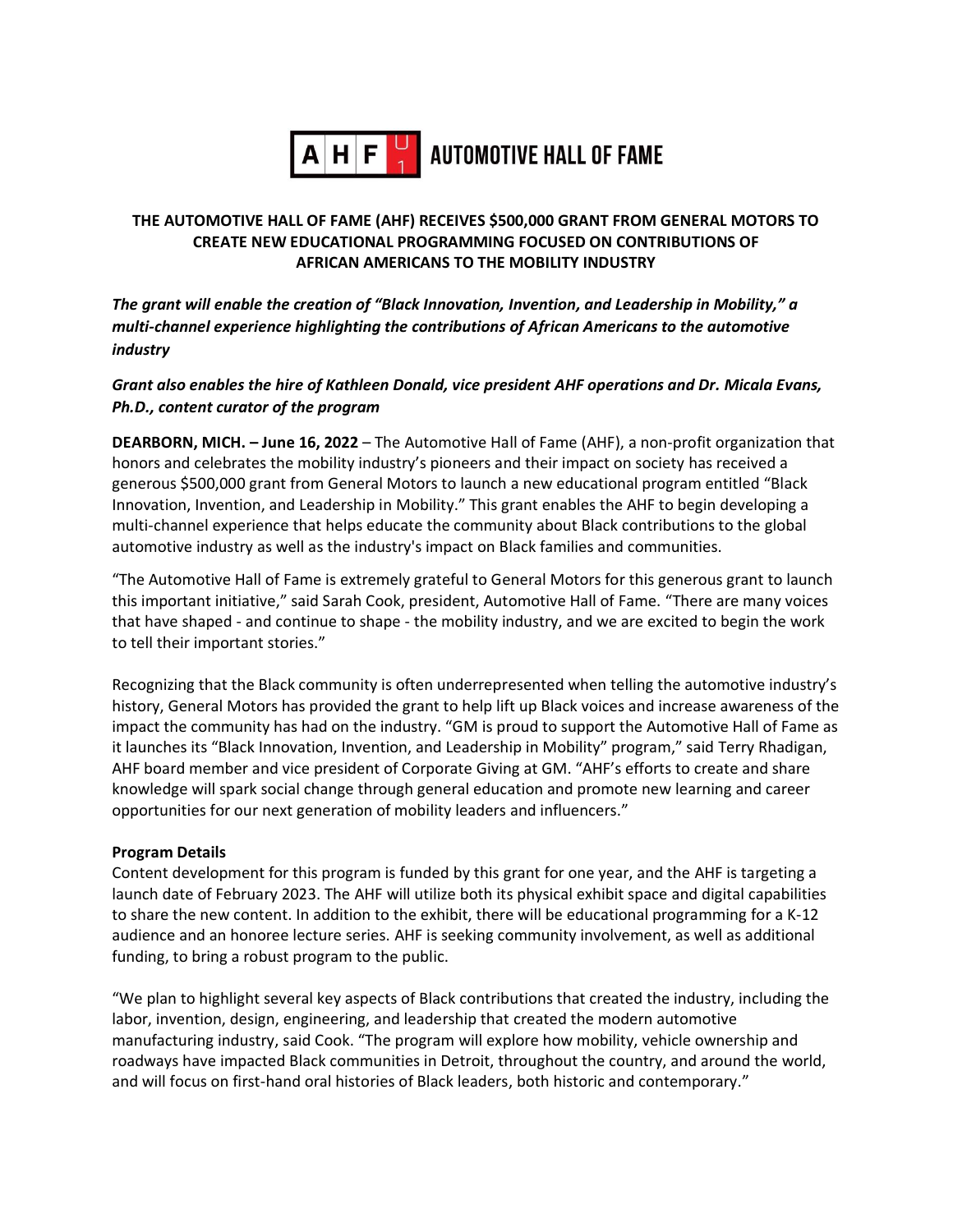AHF AUTOMOTIVE HALL OF FAME

**THE AUTOMOTIVE HALL OF FAME (AHF) RECEIVES $500,000 GRANT FROM GENERAL MOTORS TO CREATE NEW EDUCATIONAL PROGRAMMING FOCUSED ON CONTRIBUTIONS OF AFRICAN AMERICANS TO THE MOBILITY INDUSTRY**

***The grant will enable the creation of "Black Innovation, Invention, and Leadership in Mobility," a multi-channel experience highlighting the contributions of African Americans to the automotive industry***

***Grant also enables the hire of Kathleen Donald, vice president AHF operations and Dr. Micala Evans, Ph.D., content curator of the program***

**DEARBORN, MICH. – June 16, 2022** – The Automotive Hall of Fame (AHF), a non-profit organization that honors and celebrates the mobility industry's pioneers and their impact on society has received a generous $500,000 grant from General Motors to launch a new educational program entitled "Black Innovation, Invention, and Leadership in Mobility." This grant enables the AHF to begin developing a multi-channel experience that helps educate the community about Black contributions to the global automotive industry as well as the industry's impact on Black families and communities.

"The Automotive Hall of Fame is extremely grateful to General Motors for this generous grant to launch this important initiative," said Sarah Cook, president, Automotive Hall of Fame. "There are many voices that have shaped - and continue to shape - the mobility industry, and we are excited to begin the work to tell their important stories."

Recognizing that the Black community is often underrepresented when telling the automotive industry's history, General Motors has provided the grant to help lift up Black voices and increase awareness of the impact the community has had on the industry. "GM is proud to support the Automotive Hall of Fame as it launches its "Black Innovation, Invention, and Leadership in Mobility" program," said Terry Rhadigan, AHF board member and vice president of Corporate Giving at GM. "AHF's efforts to create and share knowledge will spark social change through general education and promote new learning and career opportunities for our next generation of mobility leaders and influencers."

**Program Details**

Content development for this program is funded by this grant for one year, and the AHF is targeting a launch date of February 2023. The AHF will utilize both its physical exhibit space and digital capabilities to share the new content. In addition to the exhibit, there will be educational programming for a K-12 audience and an honoree lecture series. AHF is seeking community involvement, as well as additional funding, to bring a robust program to the public.

"We plan to highlight several key aspects of Black contributions that created the industry, including the labor, invention, design, engineering, and leadership that created the modern automotive manufacturing industry, said Cook. "The program will explore how mobility, vehicle ownership and roadways have impacted Black communities in Detroit, throughout the country, and around the world, and will focus on first-hand oral histories of Black leaders, both historic and contemporary."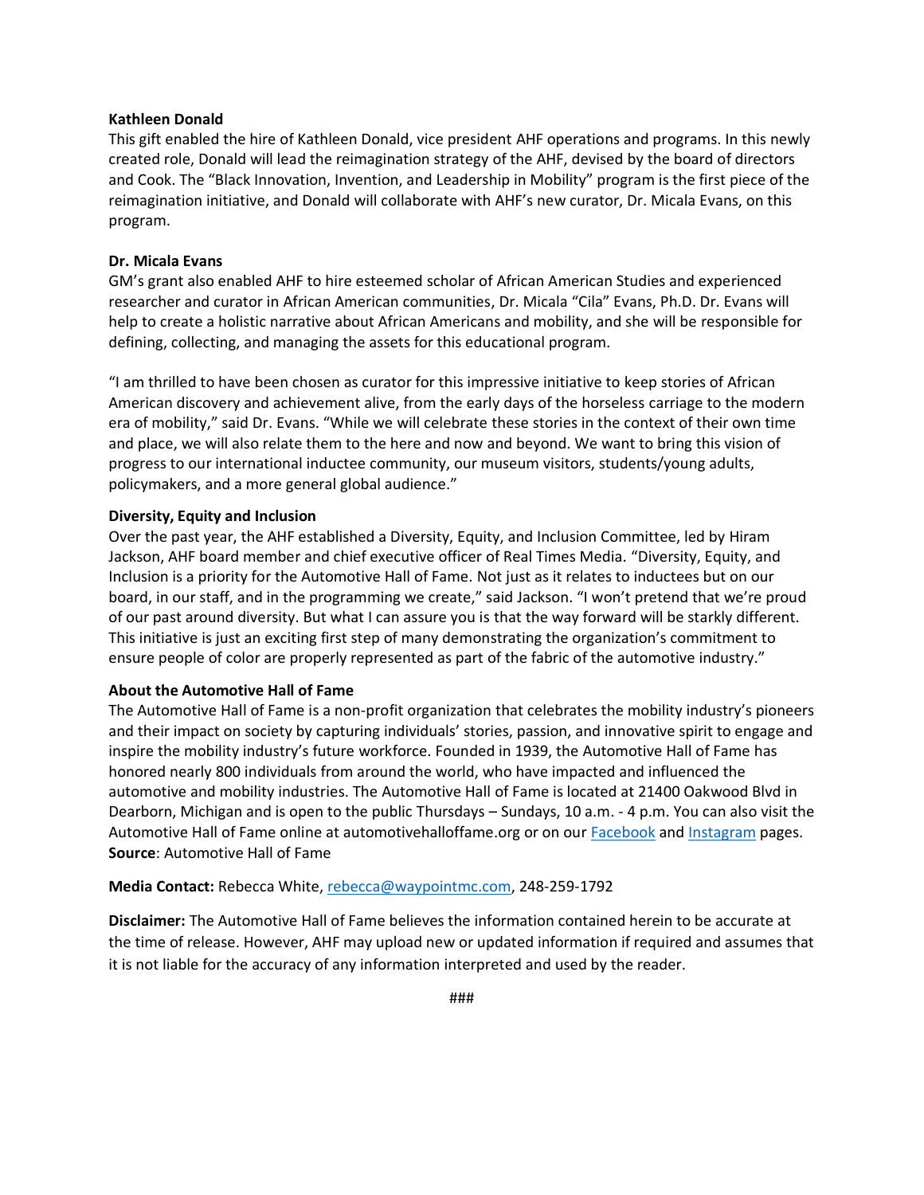**Kathleen Donald**
This gift enabled the hire of Kathleen Donald, vice president AHF operations and programs. In this newly created role, Donald will lead the reimagination strategy of the AHF, devised by the board of directors and Cook. The "Black Innovation, Invention, and Leadership in Mobility" program is the first piece of the reimagination initiative, and Donald will collaborate with AHF's new curator, Dr. Micala Evans, on this program.

**Dr. Micala Evans**
GM's grant also enabled AHF to hire esteemed scholar of African American Studies and experienced researcher and curator in African American communities, Dr. Micala "Cila" Evans, Ph.D. Dr. Evans will help to create a holistic narrative about African Americans and mobility, and she will be responsible for defining, collecting, and managing the assets for this educational program.

"I am thrilled to have been chosen as curator for this impressive initiative to keep stories of African American discovery and achievement alive, from the early days of the horseless carriage to the modern era of mobility," said Dr. Evans. "While we will celebrate these stories in the context of their own time and place, we will also relate them to the here and now and beyond. We want to bring this vision of progress to our international inductee community, our museum visitors, students/young adults, policymakers, and a more general global audience."

**Diversity, Equity and Inclusion**
Over the past year, the AHF established a Diversity, Equity, and Inclusion Committee, led by Hiram Jackson, AHF board member and chief executive officer of Real Times Media. "Diversity, Equity, and Inclusion is a priority for the Automotive Hall of Fame. Not just as it relates to inductees but on our board, in our staff, and in the programming we create," said Jackson. "I won't pretend that we're proud of our past around diversity. But what I can assure you is that the way forward will be starkly different. This initiative is just an exciting first step of many demonstrating the organization's commitment to ensure people of color are properly represented as part of the fabric of the automotive industry."

**About the Automotive Hall of Fame**
The Automotive Hall of Fame is a non-profit organization that celebrates the mobility industry's pioneers and their impact on society by capturing individuals' stories, passion, and innovative spirit to engage and inspire the mobility industry's future workforce. Founded in 1939, the Automotive Hall of Fame has honored nearly 800 individuals from around the world, who have impacted and influenced the automotive and mobility industries. The Automotive Hall of Fame is located at 21400 Oakwood Blvd in Dearborn, Michigan and is open to the public Thursdays – Sundays, 10 a.m. - 4 p.m. You can also visit the Automotive Hall of Fame online at automotivehalloffame.org or on our Facebook and Instagram pages.
**Source**: Automotive Hall of Fame

**Media Contact:** Rebecca White, rebecca@waypointmc.com, 248-259-1792

**Disclaimer:** The Automotive Hall of Fame believes the information contained herein to be accurate at the time of release. However, AHF may upload new or updated information if required and assumes that it is not liable for the accuracy of any information interpreted and used by the reader.

###